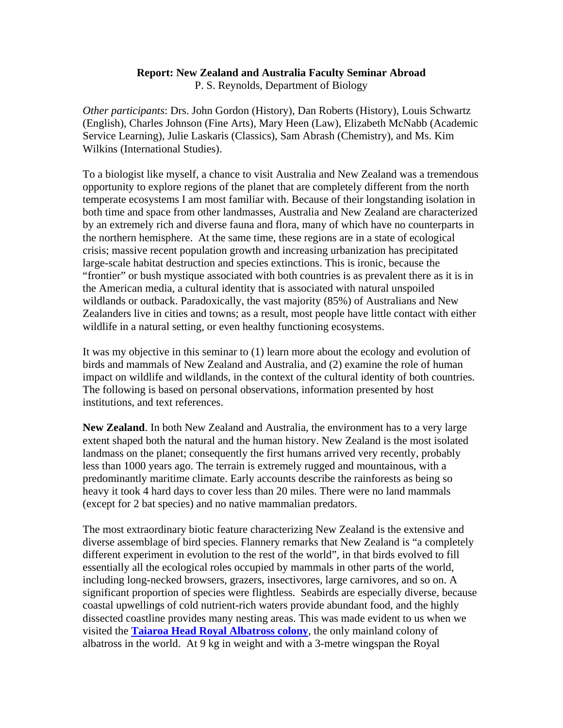**Report: New Zealand and Australia Faculty Seminar Abroad**
P. S. Reynolds, Department of Biology

*Other participants*: Drs. John Gordon (History), Dan Roberts (History), Louis Schwartz (English), Charles Johnson (Fine Arts), Mary Heen (Law), Elizabeth McNabb (Academic Service Learning), Julie Laskaris (Classics), Sam Abrash (Chemistry), and Ms. Kim Wilkins (International Studies).

To a biologist like myself, a chance to visit Australia and New Zealand was a tremendous opportunity to explore regions of the planet that are completely different from the north temperate ecosystems I am most familiar with. Because of their longstanding isolation in both time and space from other landmasses, Australia and New Zealand are characterized by an extremely rich and diverse fauna and flora, many of which have no counterparts in the northern hemisphere. At the same time, these regions are in a state of ecological crisis; massive recent population growth and increasing urbanization has precipitated large-scale habitat destruction and species extinctions. This is ironic, because the "frontier" or bush mystique associated with both countries is as prevalent there as it is in the American media, a cultural identity that is associated with natural unspoiled wildlands or outback. Paradoxically, the vast majority (85%) of Australians and New Zealanders live in cities and towns; as a result, most people have little contact with either wildlife in a natural setting, or even healthy functioning ecosystems.

It was my objective in this seminar to (1) learn more about the ecology and evolution of birds and mammals of New Zealand and Australia, and (2) examine the role of human impact on wildlife and wildlands, in the context of the cultural identity of both countries. The following is based on personal observations, information presented by host institutions, and text references.

**New Zealand**. In both New Zealand and Australia, the environment has to a very large extent shaped both the natural and the human history. New Zealand is the most isolated landmass on the planet; consequently the first humans arrived very recently, probably less than 1000 years ago. The terrain is extremely rugged and mountainous, with a predominantly maritime climate. Early accounts describe the rainforests as being so heavy it took 4 hard days to cover less than 20 miles. There were no land mammals (except for 2 bat species) and no native mammalian predators.

The most extraordinary biotic feature characterizing New Zealand is the extensive and diverse assemblage of bird species. Flannery remarks that New Zealand is "a completely different experiment in evolution to the rest of the world", in that birds evolved to fill essentially all the ecological roles occupied by mammals in other parts of the world, including long-necked browsers, grazers, insectivores, large carnivores, and so on. A significant proportion of species were flightless. Seabirds are especially diverse, because coastal upwellings of cold nutrient-rich waters provide abundant food, and the highly dissected coastline provides many nesting areas. This was made evident to us when we visited the **Taiaroa Head Royal Albatross colony**, the only mainland colony of albatross in the world. At 9 kg in weight and with a 3-metre wingspan the Royal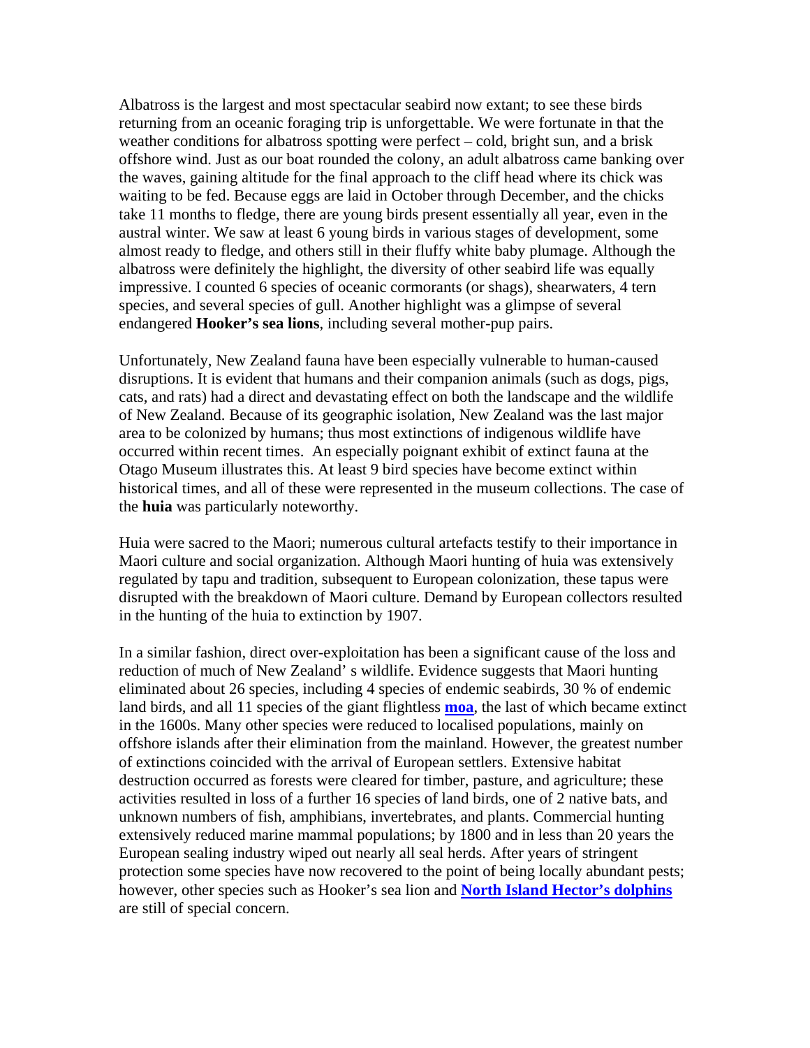Albatross is the largest and most spectacular seabird now extant; to see these birds returning from an oceanic foraging trip is unforgettable. We were fortunate in that the weather conditions for albatross spotting were perfect – cold, bright sun, and a brisk offshore wind. Just as our boat rounded the colony, an adult albatross came banking over the waves, gaining altitude for the final approach to the cliff head where its chick was waiting to be fed. Because eggs are laid in October through December, and the chicks take 11 months to fledge, there are young birds present essentially all year, even in the austral winter. We saw at least 6 young birds in various stages of development, some almost ready to fledge, and others still in their fluffy white baby plumage. Although the albatross were definitely the highlight, the diversity of other seabird life was equally impressive. I counted 6 species of oceanic cormorants (or shags), shearwaters, 4 tern species, and several species of gull. Another highlight was a glimpse of several endangered **Hooker's sea lions**, including several mother-pup pairs.

Unfortunately, New Zealand fauna have been especially vulnerable to human-caused disruptions. It is evident that humans and their companion animals (such as dogs, pigs, cats, and rats) had a direct and devastating effect on both the landscape and the wildlife of New Zealand. Because of its geographic isolation, New Zealand was the last major area to be colonized by humans; thus most extinctions of indigenous wildlife have occurred within recent times. An especially poignant exhibit of extinct fauna at the Otago Museum illustrates this. At least 9 bird species have become extinct within historical times, and all of these were represented in the museum collections. The case of the **huia** was particularly noteworthy.

Huia were sacred to the Maori; numerous cultural artefacts testify to their importance in Maori culture and social organization. Although Maori hunting of huia was extensively regulated by tapu and tradition, subsequent to European colonization, these tapus were disrupted with the breakdown of Maori culture. Demand by European collectors resulted in the hunting of the huia to extinction by 1907.

In a similar fashion, direct over-exploitation has been a significant cause of the loss and reduction of much of New Zealand' s wildlife. Evidence suggests that Maori hunting eliminated about 26 species, including 4 species of endemic seabirds, 30 % of endemic land birds, and all 11 species of the giant flightless **moa**, the last of which became extinct in the 1600s. Many other species were reduced to localised populations, mainly on offshore islands after their elimination from the mainland. However, the greatest number of extinctions coincided with the arrival of European settlers. Extensive habitat destruction occurred as forests were cleared for timber, pasture, and agriculture; these activities resulted in loss of a further 16 species of land birds, one of 2 native bats, and unknown numbers of fish, amphibians, invertebrates, and plants. Commercial hunting extensively reduced marine mammal populations; by 1800 and in less than 20 years the European sealing industry wiped out nearly all seal herds. After years of stringent protection some species have now recovered to the point of being locally abundant pests; however, other species such as Hooker's sea lion and **North Island Hector's dolphins** are still of special concern.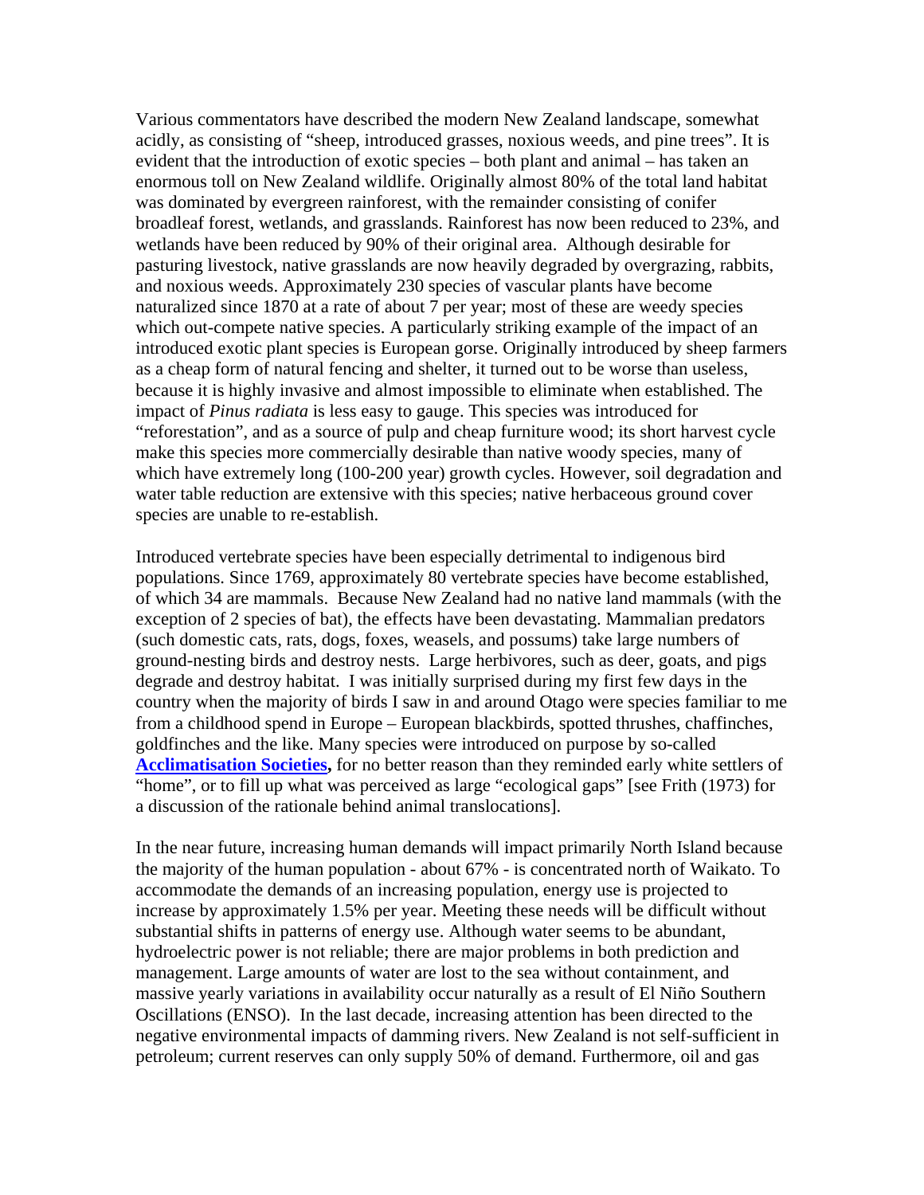Various commentators have described the modern New Zealand landscape, somewhat acidly, as consisting of "sheep, introduced grasses, noxious weeds, and pine trees". It is evident that the introduction of exotic species – both plant and animal – has taken an enormous toll on New Zealand wildlife. Originally almost 80% of the total land habitat was dominated by evergreen rainforest, with the remainder consisting of conifer broadleaf forest, wetlands, and grasslands. Rainforest has now been reduced to 23%, and wetlands have been reduced by 90% of their original area. Although desirable for pasturing livestock, native grasslands are now heavily degraded by overgrazing, rabbits, and noxious weeds. Approximately 230 species of vascular plants have become naturalized since 1870 at a rate of about 7 per year; most of these are weedy species which out-compete native species. A particularly striking example of the impact of an introduced exotic plant species is European gorse. Originally introduced by sheep farmers as a cheap form of natural fencing and shelter, it turned out to be worse than useless, because it is highly invasive and almost impossible to eliminate when established. The impact of *Pinus radiata* is less easy to gauge. This species was introduced for "reforestation", and as a source of pulp and cheap furniture wood; its short harvest cycle make this species more commercially desirable than native woody species, many of which have extremely long (100-200 year) growth cycles. However, soil degradation and water table reduction are extensive with this species; native herbaceous ground cover species are unable to re-establish.

Introduced vertebrate species have been especially detrimental to indigenous bird populations. Since 1769, approximately 80 vertebrate species have become established, of which 34 are mammals. Because New Zealand had no native land mammals (with the exception of 2 species of bat), the effects have been devastating. Mammalian predators (such domestic cats, rats, dogs, foxes, weasels, and possums) take large numbers of ground-nesting birds and destroy nests. Large herbivores, such as deer, goats, and pigs degrade and destroy habitat. I was initially surprised during my first few days in the country when the majority of birds I saw in and around Otago were species familiar to me from a childhood spend in Europe – European blackbirds, spotted thrushes, chaffinches, goldfinches and the like. Many species were introduced on purpose by so-called **Acclimatisation Societies,** for no better reason than they reminded early white settlers of "home", or to fill up what was perceived as large "ecological gaps" [see Frith (1973) for a discussion of the rationale behind animal translocations].

In the near future, increasing human demands will impact primarily North Island because the majority of the human population - about 67% - is concentrated north of Waikato. To accommodate the demands of an increasing population, energy use is projected to increase by approximately 1.5% per year. Meeting these needs will be difficult without substantial shifts in patterns of energy use. Although water seems to be abundant, hydroelectric power is not reliable; there are major problems in both prediction and management. Large amounts of water are lost to the sea without containment, and massive yearly variations in availability occur naturally as a result of El Niño Southern Oscillations (ENSO). In the last decade, increasing attention has been directed to the negative environmental impacts of damming rivers. New Zealand is not self-sufficient in petroleum; current reserves can only supply 50% of demand. Furthermore, oil and gas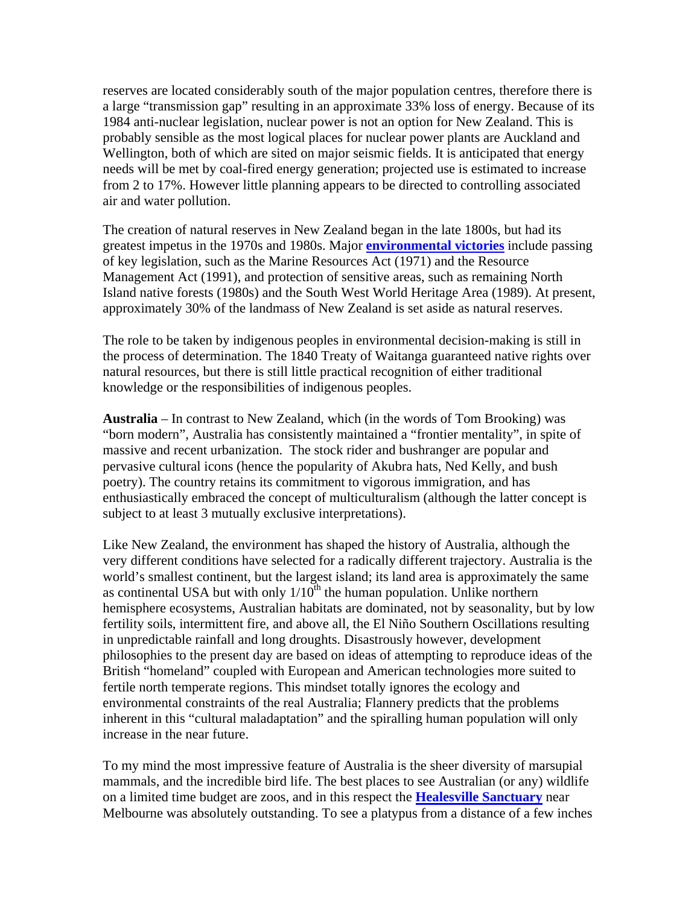reserves are located considerably south of the major population centres, therefore there is a large "transmission gap" resulting in an approximate 33% loss of energy. Because of its 1984 anti-nuclear legislation, nuclear power is not an option for New Zealand. This is probably sensible as the most logical places for nuclear power plants are Auckland and Wellington, both of which are sited on major seismic fields. It is anticipated that energy needs will be met by coal-fired energy generation; projected use is estimated to increase from 2 to 17%. However little planning appears to be directed to controlling associated air and water pollution.

The creation of natural reserves in New Zealand began in the late 1800s, but had its greatest impetus in the 1970s and 1980s. Major **environmental victories** include passing of key legislation, such as the Marine Resources Act (1971) and the Resource Management Act (1991), and protection of sensitive areas, such as remaining North Island native forests (1980s) and the South West World Heritage Area (1989). At present, approximately 30% of the landmass of New Zealand is set aside as natural reserves.

The role to be taken by indigenous peoples in environmental decision-making is still in the process of determination. The 1840 Treaty of Waitanga guaranteed native rights over natural resources, but there is still little practical recognition of either traditional knowledge or the responsibilities of indigenous peoples.

**Australia** – In contrast to New Zealand, which (in the words of Tom Brooking) was "born modern", Australia has consistently maintained a "frontier mentality", in spite of massive and recent urbanization. The stock rider and bushranger are popular and pervasive cultural icons (hence the popularity of Akubra hats, Ned Kelly, and bush poetry). The country retains its commitment to vigorous immigration, and has enthusiastically embraced the concept of multiculturalism (although the latter concept is subject to at least 3 mutually exclusive interpretations).

Like New Zealand, the environment has shaped the history of Australia, although the very different conditions have selected for a radically different trajectory. Australia is the world's smallest continent, but the largest island; its land area is approximately the same as continental USA but with only 1/10th the human population. Unlike northern hemisphere ecosystems, Australian habitats are dominated, not by seasonality, but by low fertility soils, intermittent fire, and above all, the El Niño Southern Oscillations resulting in unpredictable rainfall and long droughts. Disastrously however, development philosophies to the present day are based on ideas of attempting to reproduce ideas of the British "homeland" coupled with European and American technologies more suited to fertile north temperate regions. This mindset totally ignores the ecology and environmental constraints of the real Australia; Flannery predicts that the problems inherent in this "cultural maladaptation" and the spiralling human population will only increase in the near future.

To my mind the most impressive feature of Australia is the sheer diversity of marsupial mammals, and the incredible bird life. The best places to see Australian (or any) wildlife on a limited time budget are zoos, and in this respect the **Healesville Sanctuary** near Melbourne was absolutely outstanding. To see a platypus from a distance of a few inches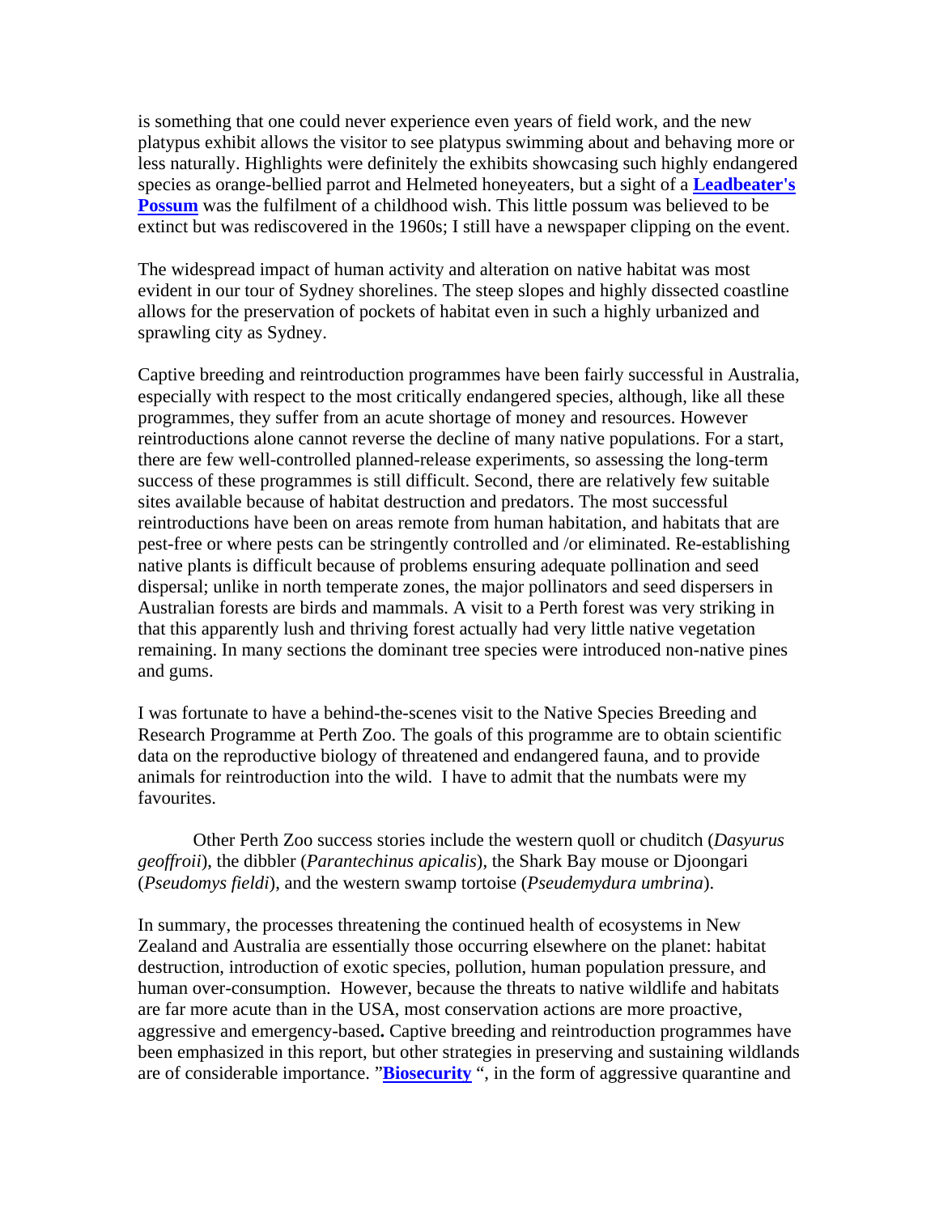is something that one could never experience even years of field work, and the new platypus exhibit allows the visitor to see platypus swimming about and behaving more or less naturally. Highlights were definitely the exhibits showcasing such highly endangered species as orange-bellied parrot and Helmeted honeyeaters, but a sight of a **Leadbeater's Possum** was the fulfilment of a childhood wish. This little possum was believed to be extinct but was rediscovered in the 1960s; I still have a newspaper clipping on the event.

The widespread impact of human activity and alteration on native habitat was most evident in our tour of Sydney shorelines. The steep slopes and highly dissected coastline allows for the preservation of pockets of habitat even in such a highly urbanized and sprawling city as Sydney.

Captive breeding and reintroduction programmes have been fairly successful in Australia, especially with respect to the most critically endangered species, although, like all these programmes, they suffer from an acute shortage of money and resources. However reintroductions alone cannot reverse the decline of many native populations. For a start, there are few well-controlled planned-release experiments, so assessing the long-term success of these programmes is still difficult. Second, there are relatively few suitable sites available because of habitat destruction and predators. The most successful reintroductions have been on areas remote from human habitation, and habitats that are pest-free or where pests can be stringently controlled and /or eliminated. Re-establishing native plants is difficult because of problems ensuring adequate pollination and seed dispersal; unlike in north temperate zones, the major pollinators and seed dispersers in Australian forests are birds and mammals. A visit to a Perth forest was very striking in that this apparently lush and thriving forest actually had very little native vegetation remaining. In many sections the dominant tree species were introduced non-native pines and gums.

I was fortunate to have a behind-the-scenes visit to the Native Species Breeding and Research Programme at Perth Zoo. The goals of this programme are to obtain scientific data on the reproductive biology of threatened and endangered fauna, and to provide animals for reintroduction into the wild. I have to admit that the numbats were my favourites.

Other Perth Zoo success stories include the western quoll or chuditch (*Dasyurus geoffroii*), the dibbler (*Parantechinus apicalis*), the Shark Bay mouse or Djoongari (*Pseudomys fieldi*), and the western swamp tortoise (*Pseudemydura umbrina*).

In summary, the processes threatening the continued health of ecosystems in New Zealand and Australia are essentially those occurring elsewhere on the planet: habitat destruction, introduction of exotic species, pollution, human population pressure, and human over-consumption. However, because the threats to native wildlife and habitats are far more acute than in the USA, most conservation actions are more proactive, aggressive and emergency-based**.** Captive breeding and reintroduction programmes have been emphasized in this report, but other strategies in preserving and sustaining wildlands are of considerable importance. "**Biosecurity** ", in the form of aggressive quarantine and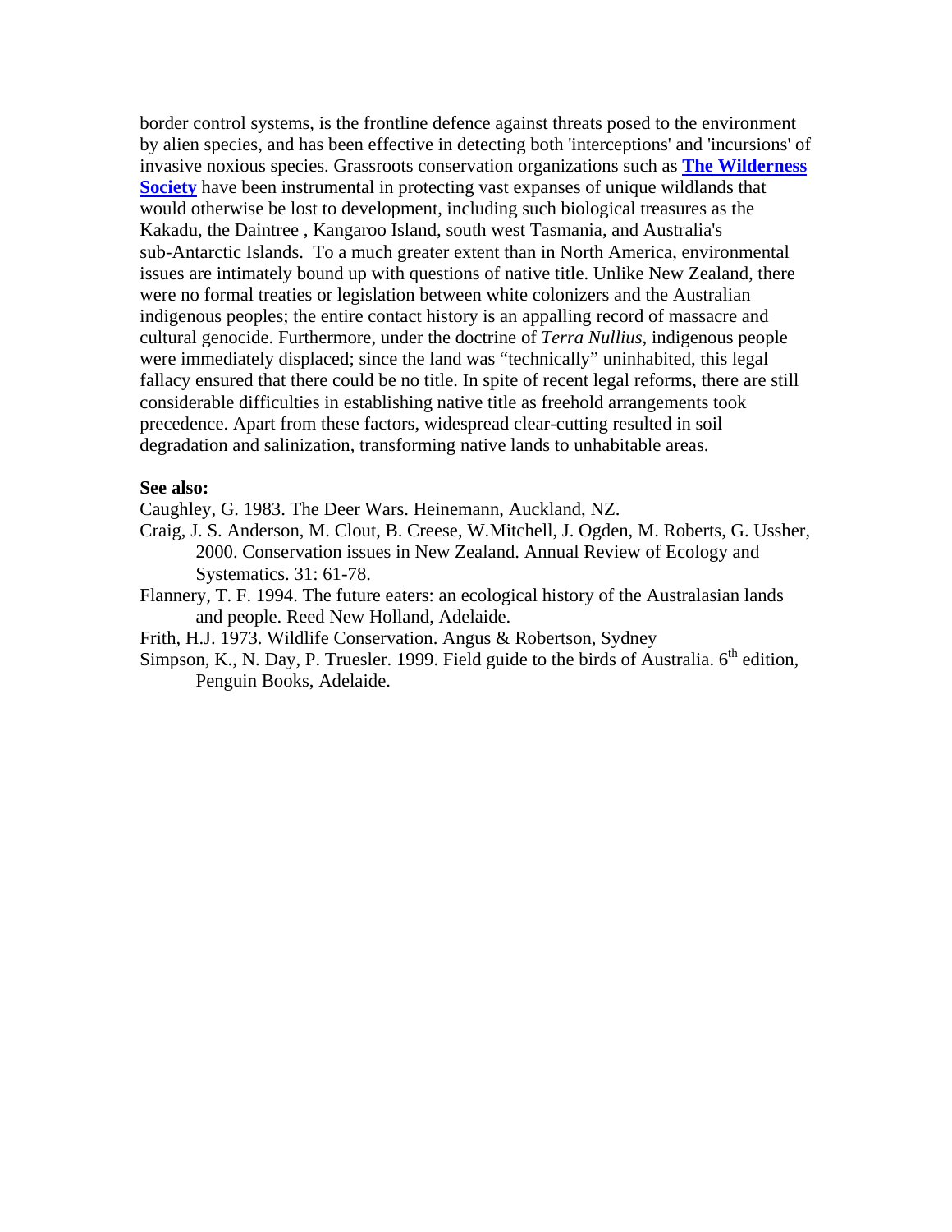border control systems, is the frontline defence against threats posed to the environment by alien species, and has been effective in detecting both 'interceptions' and 'incursions' of invasive noxious species. Grassroots conservation organizations such as **The Wilderness Society** have been instrumental in protecting vast expanses of unique wildlands that would otherwise be lost to development, including such biological treasures as the Kakadu, the Daintree , Kangaroo Island, south west Tasmania, and Australia's sub-Antarctic Islands. To a much greater extent than in North America, environmental issues are intimately bound up with questions of native title. Unlike New Zealand, there were no formal treaties or legislation between white colonizers and the Australian indigenous peoples; the entire contact history is an appalling record of massacre and cultural genocide. Furthermore, under the doctrine of *Terra Nullius*, indigenous people were immediately displaced; since the land was "technically" uninhabited, this legal fallacy ensured that there could be no title. In spite of recent legal reforms, there are still considerable difficulties in establishing native title as freehold arrangements took precedence. Apart from these factors, widespread clear-cutting resulted in soil degradation and salinization, transforming native lands to unhabitable areas.

**See also:**

Caughley, G. 1983. The Deer Wars. Heinemann, Auckland, NZ.

Craig, J. S. Anderson, M. Clout, B. Creese, W.Mitchell, J. Ogden, M. Roberts, G. Ussher, 2000. Conservation issues in New Zealand. Annual Review of Ecology and Systematics. 31: 61-78.

Flannery, T. F. 1994. The future eaters: an ecological history of the Australasian lands and people. Reed New Holland, Adelaide.

Frith, H.J. 1973. Wildlife Conservation. Angus & Robertson, Sydney

Simpson, K., N. Day, P. Truesler. 1999. Field guide to the birds of Australia. 6th edition, Penguin Books, Adelaide.